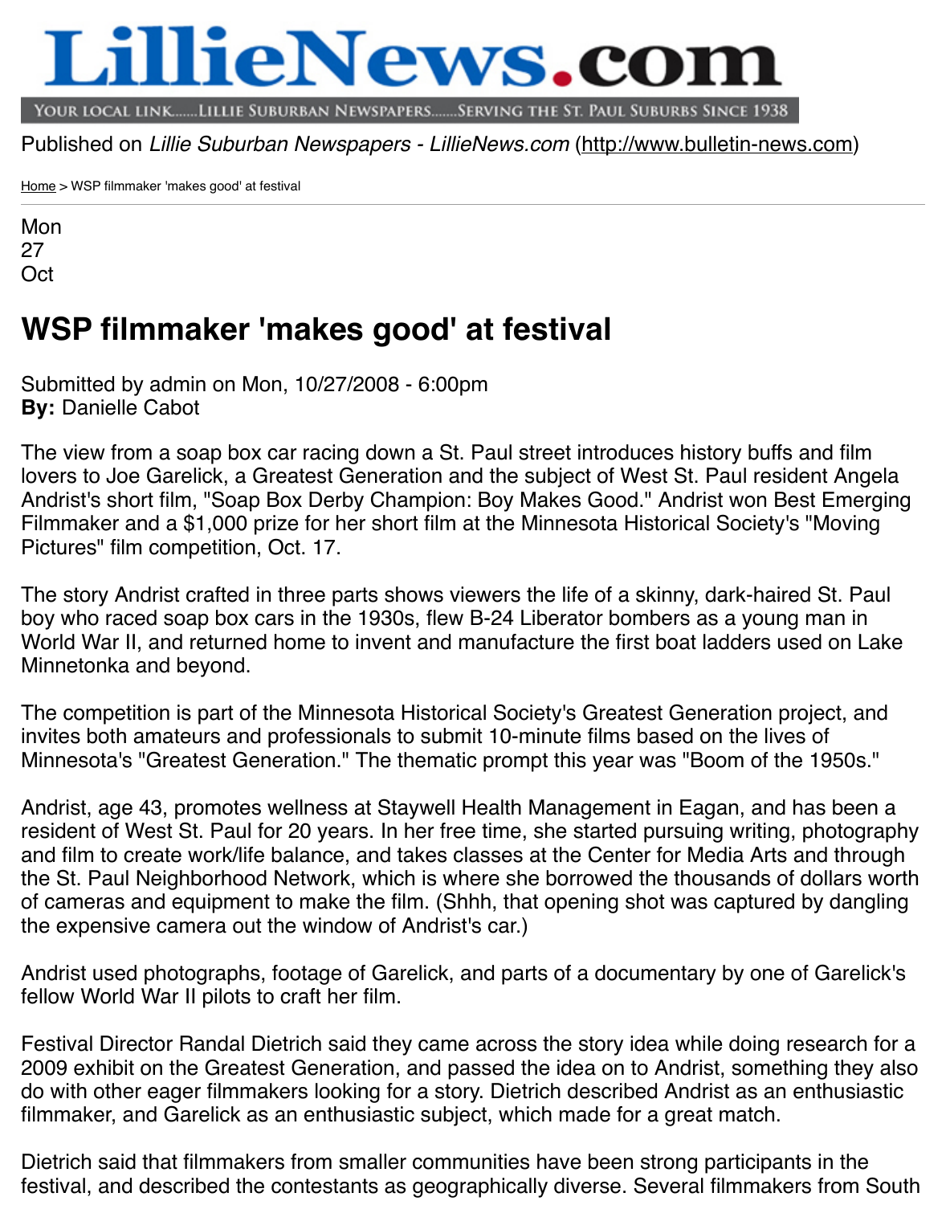# LillieNews.com

YOUR LOCAL LINK.......LILLIE SUBURBAN NEWSPAPERS.......SERVING THE ST. PAUL SUBURBS SINCE 1938

Published on *Lillie Suburban Newspapers - LillieNews.com* (http://www.bulletin-news.com)

Home > WSP filmmaker 'makes good' at festival

Mon
27
Oct

## WSP filmmaker 'makes good' at festival

Submitted by admin on Mon, 10/27/2008 - 6:00pm
**By:** Danielle Cabot

The view from a soap box car racing down a St. Paul street introduces history buffs and film lovers to Joe Garelick, a Greatest Generation and the subject of West St. Paul resident Angela Andrist's short film, "Soap Box Derby Champion: Boy Makes Good." Andrist won Best Emerging Filmmaker and a $1,000 prize for her short film at the Minnesota Historical Society's "Moving Pictures" film competition, Oct. 17.

The story Andrist crafted in three parts shows viewers the life of a skinny, dark-haired St. Paul boy who raced soap box cars in the 1930s, flew B-24 Liberator bombers as a young man in World War II, and returned home to invent and manufacture the first boat ladders used on Lake Minnetonka and beyond.

The competition is part of the Minnesota Historical Society's Greatest Generation project, and invites both amateurs and professionals to submit 10-minute films based on the lives of Minnesota's "Greatest Generation." The thematic prompt this year was "Boom of the 1950s."

Andrist, age 43, promotes wellness at Staywell Health Management in Eagan, and has been a resident of West St. Paul for 20 years. In her free time, she started pursuing writing, photography and film to create work/life balance, and takes classes at the Center for Media Arts and through the St. Paul Neighborhood Network, which is where she borrowed the thousands of dollars worth of cameras and equipment to make the film. (Shhh, that opening shot was captured by dangling the expensive camera out the window of Andrist's car.)

Andrist used photographs, footage of Garelick, and parts of a documentary by one of Garelick's fellow World War II pilots to craft her film.

Festival Director Randal Dietrich said they came across the story idea while doing research for a 2009 exhibit on the Greatest Generation, and passed the idea on to Andrist, something they also do with other eager filmmakers looking for a story. Dietrich described Andrist as an enthusiastic filmmaker, and Garelick as an enthusiastic subject, which made for a great match.

Dietrich said that filmmakers from smaller communities have been strong participants in the festival, and described the contestants as geographically diverse. Several filmmakers from South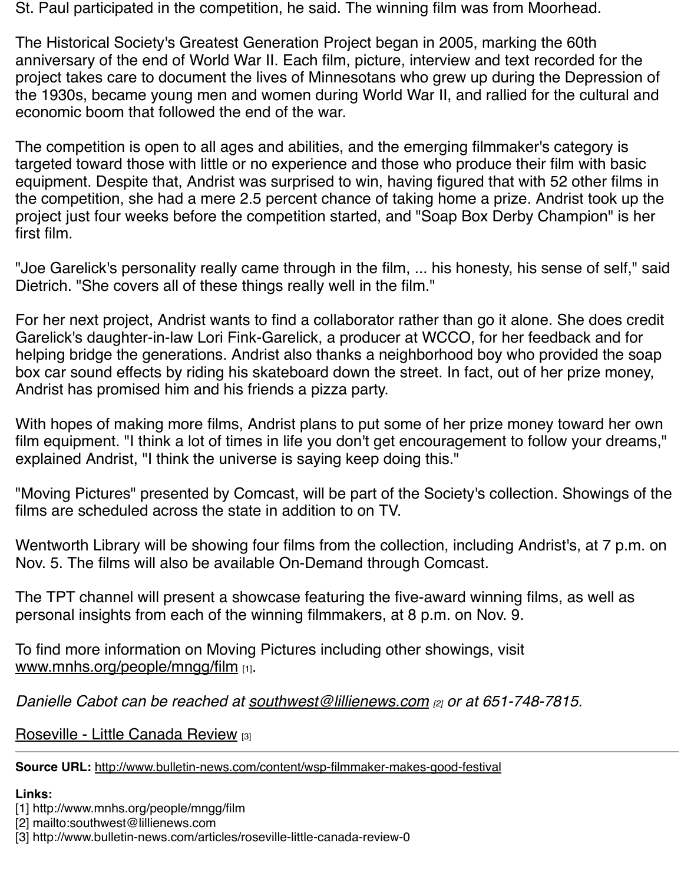St. Paul participated in the competition, he said. The winning film was from Moorhead.

The Historical Society's Greatest Generation Project began in 2005, marking the 60th anniversary of the end of World War II. Each film, picture, interview and text recorded for the project takes care to document the lives of Minnesotans who grew up during the Depression of the 1930s, became young men and women during World War II, and rallied for the cultural and economic boom that followed the end of the war.

The competition is open to all ages and abilities, and the emerging filmmaker's category is targeted toward those with little or no experience and those who produce their film with basic equipment. Despite that, Andrist was surprised to win, having figured that with 52 other films in the competition, she had a mere 2.5 percent chance of taking home a prize. Andrist took up the project just four weeks before the competition started, and "Soap Box Derby Champion" is her first film.

"Joe Garelick's personality really came through in the film, ... his honesty, his sense of self," said Dietrich. "She covers all of these things really well in the film."

For her next project, Andrist wants to find a collaborator rather than go it alone. She does credit Garelick's daughter-in-law Lori Fink-Garelick, a producer at WCCO, for her feedback and for helping bridge the generations. Andrist also thanks a neighborhood boy who provided the soap box car sound effects by riding his skateboard down the street. In fact, out of her prize money, Andrist has promised him and his friends a pizza party.

With hopes of making more films, Andrist plans to put some of her prize money toward her own film equipment. "I think a lot of times in life you don't get encouragement to follow your dreams," explained Andrist, "I think the universe is saying keep doing this."

"Moving Pictures" presented by Comcast, will be part of the Society's collection. Showings of the films are scheduled across the state in addition to on TV.

Wentworth Library will be showing four films from the collection, including Andrist's, at 7 p.m. on Nov. 5. The films will also be available On-Demand through Comcast.

The TPT channel will present a showcase featuring the five-award winning films, as well as personal insights from each of the winning filmmakers, at 8 p.m. on Nov. 9.

To find more information on Moving Pictures including other showings, visit www.mnhs.org/people/mngg/film [1].

*Danielle Cabot can be reached at southwest@lillienews.com [2] or at 651-748-7815.*

Roseville - Little Canada Review [3]

---

**Source URL:** http://www.bulletin-news.com/content/wsp-filmmaker-makes-good-festival

**Links:**
[1] http://www.mnhs.org/people/mngg/film
[2] mailto:southwest@lillienews.com
[3] http://www.bulletin-news.com/articles/roseville-little-canada-review-0